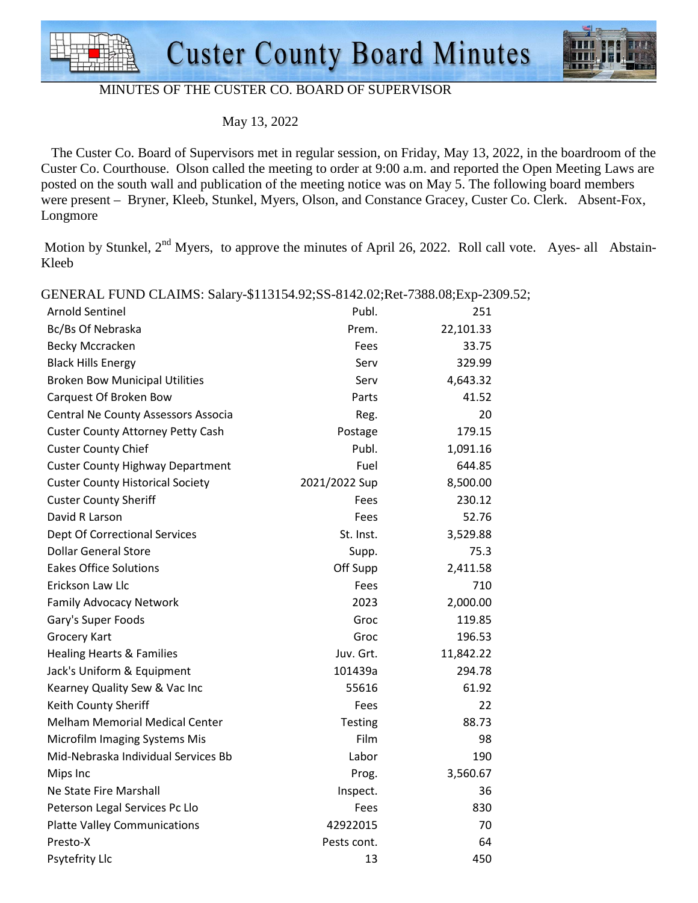# Custer County Board Minutes

MINUTES OF THE CUSTER CO. BOARD OF SUPERVISOR

May 13, 2022

The Custer Co. Board of Supervisors met in regular session, on Friday, May 13, 2022, in the boardroom of the Custer Co. Courthouse. Olson called the meeting to order at 9:00 a.m. and reported the Open Meeting Laws are posted on the south wall and publication of the meeting notice was on May 5. The following board members were present – Bryner, Kleeb, Stunkel, Myers, Olson, and Constance Gracey, Custer Co. Clerk. Absent-Fox, Longmore

Motion by Stunkel, 2nd Myers, to approve the minutes of April 26, 2022. Roll call vote. Ayes- all Abstain-Kleeb

GENERAL FUND CLAIMS: Salary-$113154.92;SS-8142.02;Ret-7388.08;Exp-2309.52;

| | | |
|---|---|---|
| Arnold Sentinel | Publ. | 251 |
| Bc/Bs Of Nebraska | Prem. | 22,101.33 |
| Becky Mccracken | Fees | 33.75 |
| Black Hills Energy | Serv | 329.99 |
| Broken Bow Municipal Utilities | Serv | 4,643.32 |
| Carquest Of Broken Bow | Parts | 41.52 |
| Central Ne County Assessors Associa | Reg. | 20 |
| Custer County Attorney Petty Cash | Postage | 179.15 |
| Custer County Chief | Publ. | 1,091.16 |
| Custer County Highway Department | Fuel | 644.85 |
| Custer County Historical Society | 2021/2022 Sup | 8,500.00 |
| Custer County Sheriff | Fees | 230.12 |
| David R Larson | Fees | 52.76 |
| Dept Of Correctional Services | St. Inst. | 3,529.88 |
| Dollar General Store | Supp. | 75.3 |
| Eakes Office Solutions | Off Supp | 2,411.58 |
| Erickson Law Llc | Fees | 710 |
| Family Advocacy Network | 2023 | 2,000.00 |
| Gary's Super Foods | Groc | 119.85 |
| Grocery Kart | Groc | 196.53 |
| Healing Hearts & Families | Juv. Grt. | 11,842.22 |
| Jack's Uniform & Equipment | 101439a | 294.78 |
| Kearney Quality Sew & Vac Inc | 55616 | 61.92 |
| Keith County Sheriff | Fees | 22 |
| Melham Memorial Medical Center | Testing | 88.73 |
| Microfilm Imaging Systems Mis | Film | 98 |
| Mid-Nebraska Individual Services Bb | Labor | 190 |
| Mips Inc | Prog. | 3,560.67 |
| Ne State Fire Marshall | Inspect. | 36 |
| Peterson Legal Services Pc Llo | Fees | 830 |
| Platte Valley Communications | 42922015 | 70 |
| Presto-X | Pests cont. | 64 |
| Psytefrity Llc | 13 | 450 |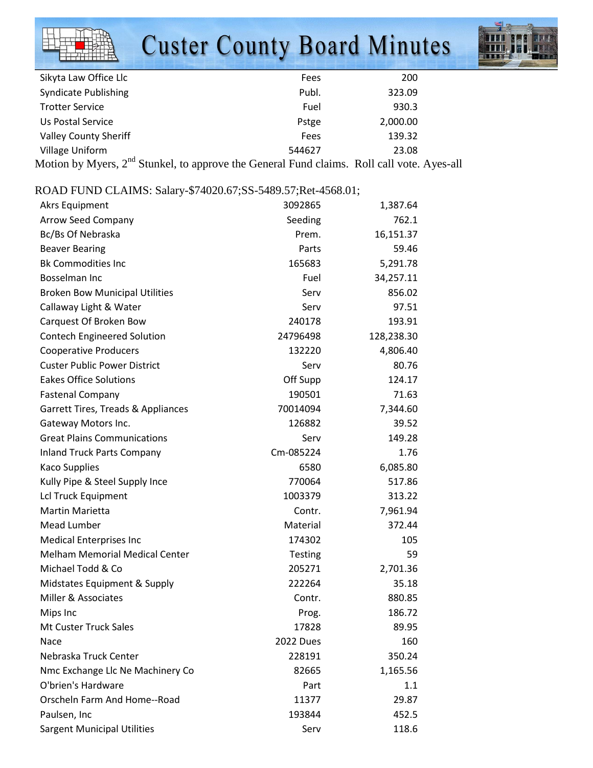| | | |
|---|---|---|
| Sikyta Law Office Llc | Fees | 200 |
| Syndicate Publishing | Publ. | 323.09 |
| Trotter Service | Fuel | 930.3 |
| Us Postal Service | Pstge | 2,000.00 |
| Valley County Sheriff | Fees | 139.32 |
| Village Uniform | 544627 | 23.08 |

Motion by Myers, 2nd Stunkel, to approve the General Fund claims. Roll call vote. Ayes-all

ROAD FUND CLAIMS: Salary-$74020.67;SS-5489.57;Ret-4568.01;

| | | |
|---|---|---|
| Akrs Equipment | 3092865 | 1,387.64 |
| Arrow Seed Company | Seeding | 762.1 |
| Bc/Bs Of Nebraska | Prem. | 16,151.37 |
| Beaver Bearing | Parts | 59.46 |
| Bk Commodities Inc | 165683 | 5,291.78 |
| Bosselman Inc | Fuel | 34,257.11 |
| Broken Bow Municipal Utilities | Serv | 856.02 |
| Callaway Light & Water | Serv | 97.51 |
| Carquest Of Broken Bow | 240178 | 193.91 |
| Contech Engineered Solution | 24796498 | 128,238.30 |
| Cooperative Producers | 132220 | 4,806.40 |
| Custer Public Power District | Serv | 80.76 |
| Eakes Office Solutions | Off Supp | 124.17 |
| Fastenal Company | 190501 | 71.63 |
| Garrett Tires, Treads & Appliances | 70014094 | 7,344.60 |
| Gateway Motors Inc. | 126882 | 39.52 |
| Great Plains Communications | Serv | 149.28 |
| Inland Truck Parts Company | Cm-085224 | 1.76 |
| Kaco Supplies | 6580 | 6,085.80 |
| Kully Pipe & Steel Supply Ince | 770064 | 517.86 |
| Lcl Truck Equipment | 1003379 | 313.22 |
| Martin Marietta | Contr. | 7,961.94 |
| Mead Lumber | Material | 372.44 |
| Medical Enterprises Inc | 174302 | 105 |
| Melham Memorial Medical Center | Testing | 59 |
| Michael Todd & Co | 205271 | 2,701.36 |
| Midstates Equipment & Supply | 222264 | 35.18 |
| Miller & Associates | Contr. | 880.85 |
| Mips Inc | Prog. | 186.72 |
| Mt Custer Truck Sales | 17828 | 89.95 |
| Nace | 2022 Dues | 160 |
| Nebraska Truck Center | 228191 | 350.24 |
| Nmc Exchange Llc Ne Machinery Co | 82665 | 1,165.56 |
| O'brien's Hardware | Part | 1.1 |
| Orscheln Farm And Home--Road | 11377 | 29.87 |
| Paulsen, Inc | 193844 | 452.5 |
| Sargent Municipal Utilities | Serv | 118.6 |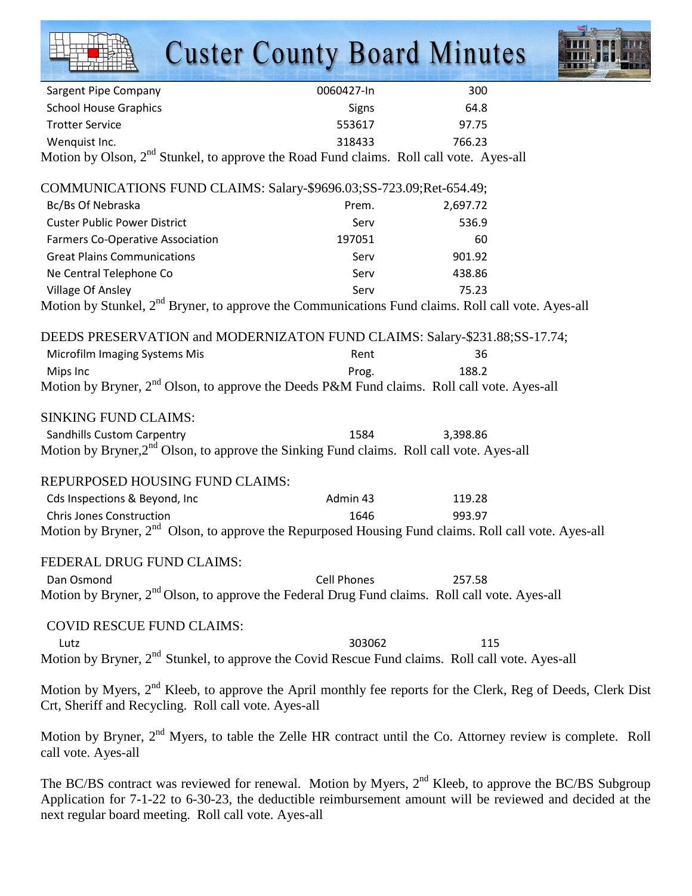| | | |
|---|---|---|
| Sargent Pipe Company | 0060427-In | 300 |
| School House Graphics | Signs | 64.8 |
| Trotter Service | 553617 | 97.75 |
| Wenquist Inc. | 318433 | 766.23 |

Motion by Olson, 2nd Stunkel, to approve the Road Fund claims. Roll call vote. Ayes-all

COMMUNICATIONS FUND CLAIMS: Salary-$9696.03;SS-723.09;Ret-654.49;

| | | |
|---|---|---|
| Bc/Bs Of Nebraska | Prem. | 2,697.72 |
| Custer Public Power District | Serv | 536.9 |
| Farmers Co-Operative Association | 197051 | 60 |
| Great Plains Communications | Serv | 901.92 |
| Ne Central Telephone Co | Serv | 438.86 |
| Village Of Ansley | Serv | 75.23 |

Motion by Stunkel, 2nd Bryner, to approve the Communications Fund claims. Roll call vote. Ayes-all

DEEDS PRESERVATION and MODERNIZATON FUND CLAIMS: Salary-$231.88;SS-17.74;

| | | |
|---|---|---|
| Microfilm Imaging Systems Mis | Rent | 36 |
| Mips Inc | Prog. | 188.2 |

Motion by Bryner, 2nd Olson, to approve the Deeds P&M Fund claims. Roll call vote. Ayes-all

SINKING FUND CLAIMS:

| | | |
|---|---|---|
| Sandhills Custom Carpentry | 1584 | 3,398.86 |

Motion by Bryner,2nd Olson, to approve the Sinking Fund claims. Roll call vote. Ayes-all

REPURPOSED HOUSING FUND CLAIMS:

| | | |
|---|---|---|
| Cds Inspections & Beyond, Inc | Admin 43 | 119.28 |
| Chris Jones Construction | 1646 | 993.97 |

Motion by Bryner, 2nd Olson, to approve the Repurposed Housing Fund claims. Roll call vote. Ayes-all

FEDERAL DRUG FUND CLAIMS:

| | | |
|---|---|---|
| Dan Osmond | Cell Phones | 257.58 |

Motion by Bryner, 2nd Olson, to approve the Federal Drug Fund claims. Roll call vote. Ayes-all

COVID RESCUE FUND CLAIMS:

| | | |
|---|---|---|
| Lutz | 303062 | 115 |

Motion by Bryner, 2nd Stunkel, to approve the Covid Rescue Fund claims. Roll call vote. Ayes-all

Motion by Myers, 2nd Kleeb, to approve the April monthly fee reports for the Clerk, Reg of Deeds, Clerk Dist Crt, Sheriff and Recycling. Roll call vote. Ayes-all

Motion by Bryner, 2nd Myers, to table the Zelle HR contract until the Co. Attorney review is complete. Roll call vote. Ayes-all

The BC/BS contract was reviewed for renewal. Motion by Myers, 2nd Kleeb, to approve the BC/BS Subgroup Application for 7-1-22 to 6-30-23, the deductible reimbursement amount will be reviewed and decided at the next regular board meeting. Roll call vote. Ayes-all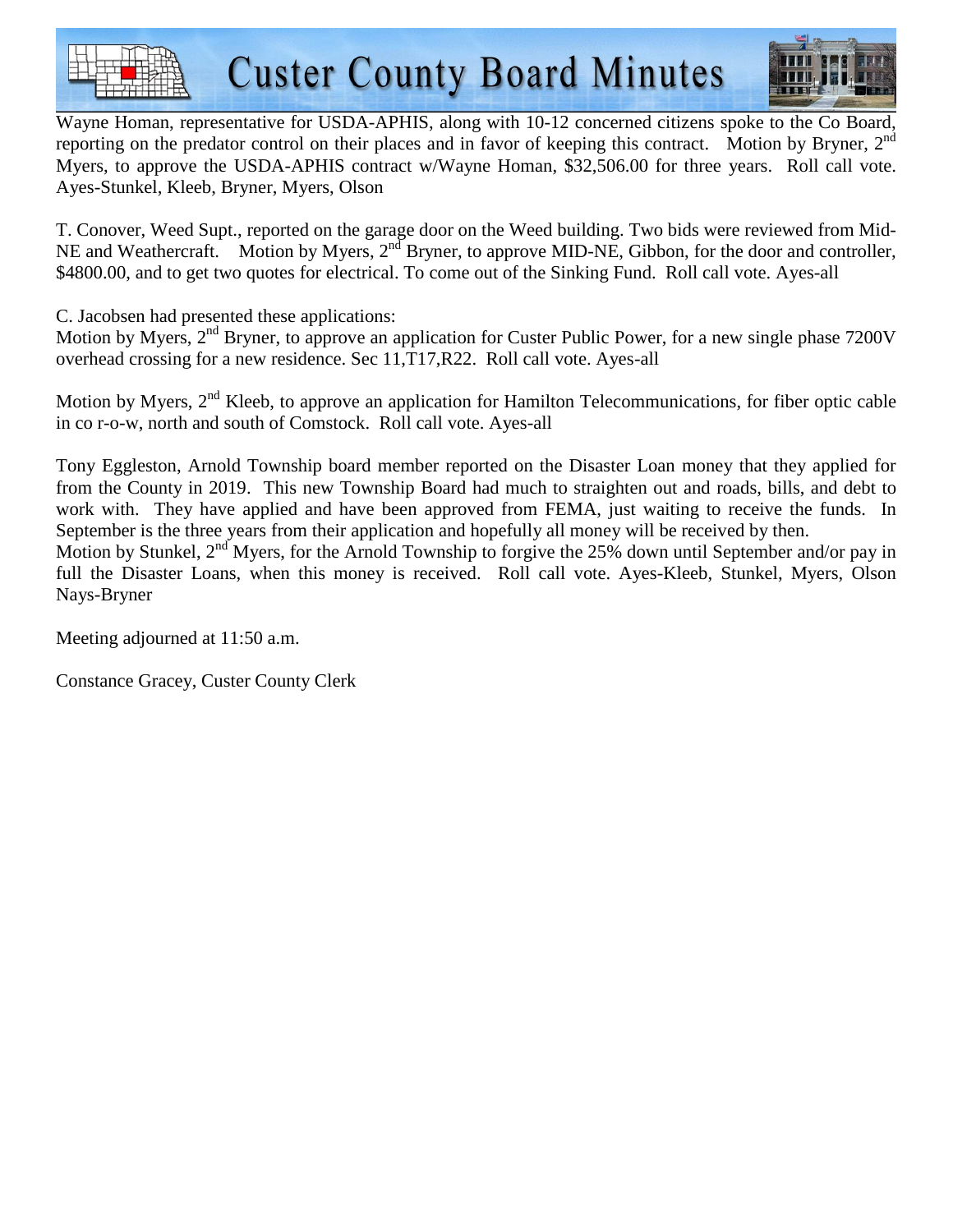Wayne Homan, representative for USDA-APHIS, along with 10-12 concerned citizens spoke to the Co Board, reporting on the predator control on their places and in favor of keeping this contract. Motion by Bryner, 2nd Myers, to approve the USDA-APHIS contract w/Wayne Homan, $32,506.00 for three years. Roll call vote. Ayes-Stunkel, Kleeb, Bryner, Myers, Olson

T. Conover, Weed Supt., reported on the garage door on the Weed building. Two bids were reviewed from Mid-NE and Weathercraft. Motion by Myers, 2nd Bryner, to approve MID-NE, Gibbon, for the door and controller, $4800.00, and to get two quotes for electrical. To come out of the Sinking Fund. Roll call vote. Ayes-all

C. Jacobsen had presented these applications:
Motion by Myers, 2nd Bryner, to approve an application for Custer Public Power, for a new single phase 7200V overhead crossing for a new residence. Sec 11,T17,R22. Roll call vote. Ayes-all

Motion by Myers, 2nd Kleeb, to approve an application for Hamilton Telecommunications, for fiber optic cable in co r-o-w, north and south of Comstock. Roll call vote. Ayes-all

Tony Eggleston, Arnold Township board member reported on the Disaster Loan money that they applied for from the County in 2019. This new Township Board had much to straighten out and roads, bills, and debt to work with. They have applied and have been approved from FEMA, just waiting to receive the funds. In September is the three years from their application and hopefully all money will be received by then.
Motion by Stunkel, 2nd Myers, for the Arnold Township to forgive the 25% down until September and/or pay in full the Disaster Loans, when this money is received. Roll call vote. Ayes-Kleeb, Stunkel, Myers, Olson Nays-Bryner

Meeting adjourned at 11:50 a.m.

Constance Gracey, Custer County Clerk